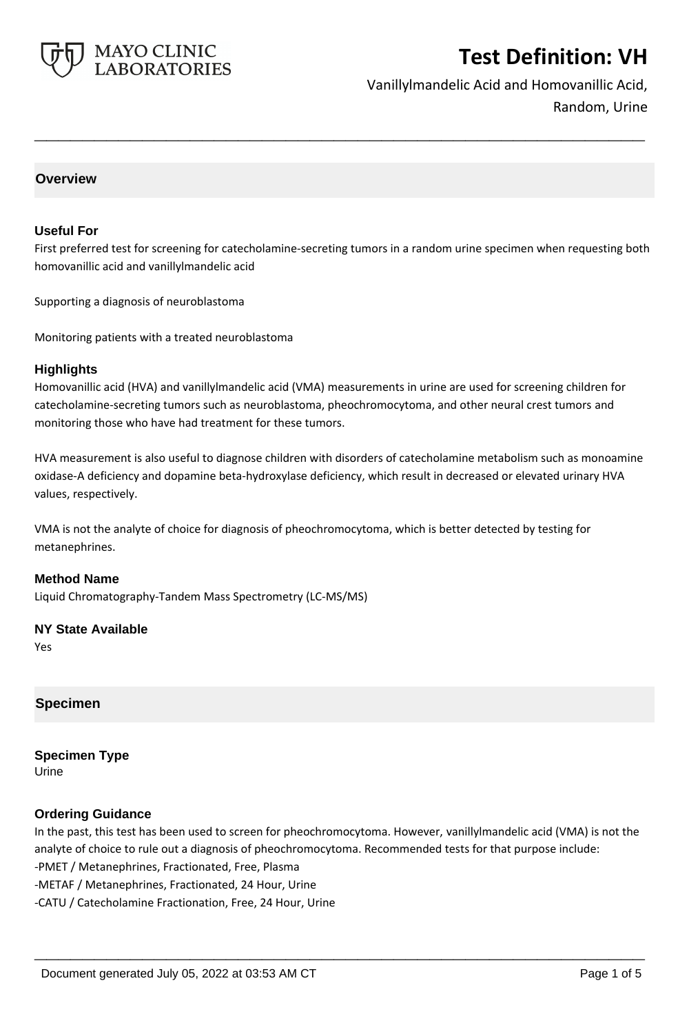# Test Definition: VH

Vanillylmandelic Acid and Homovanillic Acid, Random, Urine

## Overview

### Useful For

First preferred test for screening for catecholamine-secreting tumors in a random urine specimen when requesting both homovanillic acid and vanillylmandelic acid

Supporting a diagnosis of neuroblastoma

Monitoring patients with a treated neuroblastoma

### Highlights

Homovanillic acid (HVA) and vanillylmandelic acid (VMA) measurements in urine are used for screening children for catecholamine-secreting tumors such as neuroblastoma, pheochromocytoma, and other neural crest tumors and monitoring those who have had treatment for these tumors.

HVA measurement is also useful to diagnose children with disorders of catecholamine metabolism such as monoamine oxidase-A deficiency and dopamine beta-hydroxylase deficiency, which result in decreased or elevated urinary HVA values, respectively.

VMA is not the analyte of choice for diagnosis of pheochromocytoma, which is better detected by testing for metanephrines.

### Method Name

Liquid Chromatography-Tandem Mass Spectrometry (LC-MS/MS)

### NY State Available

Yes

## Specimen

### Specimen Type

Urine

### Ordering Guidance

In the past, this test has been used to screen for pheochromocytoma. However, vanillylmandelic acid (VMA) is not the analyte of choice to rule out a diagnosis of pheochromocytoma. Recommended tests for that purpose include:

-PMET / Metanephrines, Fractionated, Free, Plasma
-METAF / Metanephrines, Fractionated, 24 Hour, Urine
-CATU / Catecholamine Fractionation, Free, 24 Hour, Urine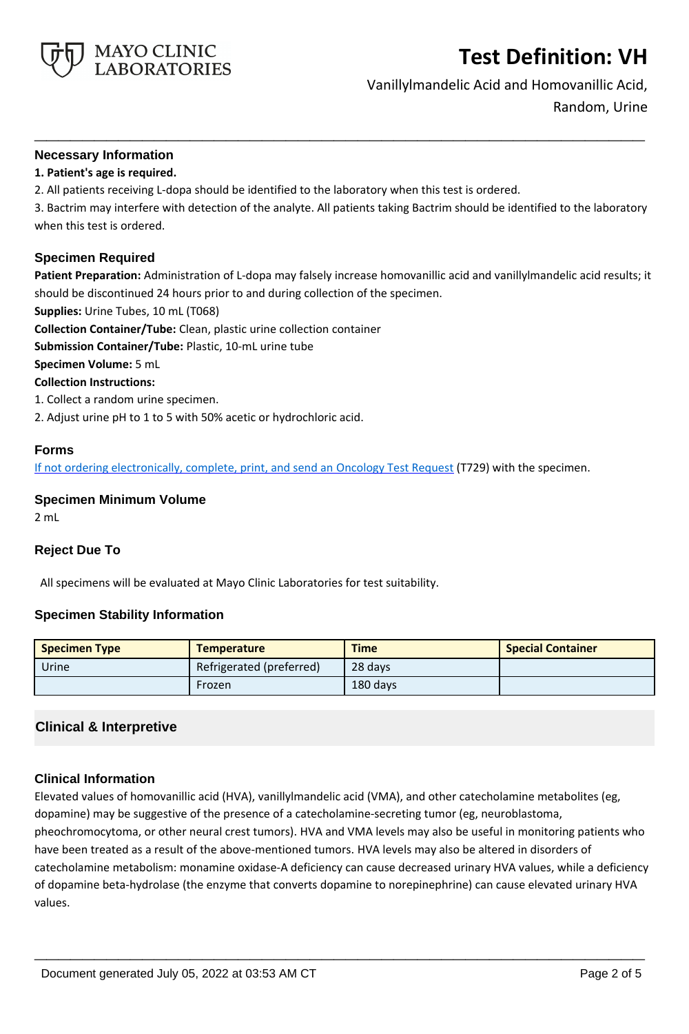## Necessary Information

**1. Patient's age is required.**

2. All patients receiving L-dopa should be identified to the laboratory when this test is ordered.

3. Bactrim may interfere with detection of the analyte. All patients taking Bactrim should be identified to the laboratory when this test is ordered.

## Specimen Required

**Patient Preparation:** Administration of L-dopa may falsely increase homovanillic acid and vanillylmandelic acid results; it should be discontinued 24 hours prior to and during collection of the specimen.

**Supplies:** Urine Tubes, 10 mL (T068)

**Collection Container/Tube:** Clean, plastic urine collection container

**Submission Container/Tube:** Plastic, 10-mL urine tube

**Specimen Volume:** 5 mL

**Collection Instructions:**

1. Collect a random urine specimen.
2. Adjust urine pH to 1 to 5 with 50% acetic or hydrochloric acid.

## Forms

If not ordering electronically, complete, print, and send an Oncology Test Request (T729) with the specimen.

## Specimen Minimum Volume

2 mL

## Reject Due To

All specimens will be evaluated at Mayo Clinic Laboratories for test suitability.

## Specimen Stability Information

| Specimen Type | Temperature | Time | Special Container |
|---|---|---|---|
| Urine | Refrigerated (preferred) | 28 days | |
| | Frozen | 180 days | |

## Clinical & Interpretive

## Clinical Information

Elevated values of homovanillic acid (HVA), vanillylmandelic acid (VMA), and other catecholamine metabolites (eg, dopamine) may be suggestive of the presence of a catecholamine-secreting tumor (eg, neuroblastoma, pheochromocytoma, or other neural crest tumors). HVA and VMA levels may also be useful in monitoring patients who have been treated as a result of the above-mentioned tumors. HVA levels may also be altered in disorders of catecholamine metabolism: monamine oxidase-A deficiency can cause decreased urinary HVA values, while a deficiency of dopamine beta-hydrolase (the enzyme that converts dopamine to norepinephrine) can cause elevated urinary HVA values.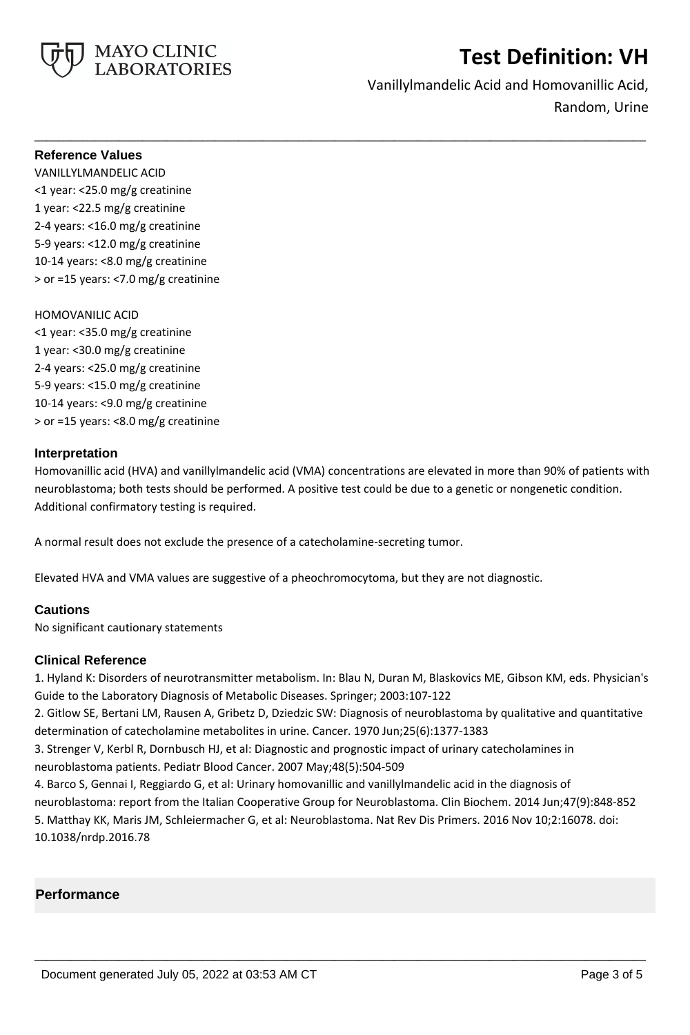## Reference Values

VANILLYLMANDELIC ACID
<1 year: <25.0 mg/g creatinine
1 year: <22.5 mg/g creatinine
2-4 years: <16.0 mg/g creatinine
5-9 years: <12.0 mg/g creatinine
10-14 years: <8.0 mg/g creatinine
> or =15 years: <7.0 mg/g creatinine

HOMOVANILIC ACID
<1 year: <35.0 mg/g creatinine
1 year: <30.0 mg/g creatinine
2-4 years: <25.0 mg/g creatinine
5-9 years: <15.0 mg/g creatinine
10-14 years: <9.0 mg/g creatinine
> or =15 years: <8.0 mg/g creatinine

## Interpretation

Homovanillic acid (HVA) and vanillylmandelic acid (VMA) concentrations are elevated in more than 90% of patients with neuroblastoma; both tests should be performed. A positive test could be due to a genetic or nongenetic condition. Additional confirmatory testing is required.

A normal result does not exclude the presence of a catecholamine-secreting tumor.

Elevated HVA and VMA values are suggestive of a pheochromocytoma, but they are not diagnostic.

## Cautions

No significant cautionary statements

## Clinical Reference

1. Hyland K: Disorders of neurotransmitter metabolism. In: Blau N, Duran M, Blaskovics ME, Gibson KM, eds. Physician's Guide to the Laboratory Diagnosis of Metabolic Diseases. Springer; 2003:107-122
2. Gitlow SE, Bertani LM, Rausen A, Gribetz D, Dziedzic SW: Diagnosis of neuroblastoma by qualitative and quantitative determination of catecholamine metabolites in urine. Cancer. 1970 Jun;25(6):1377-1383
3. Strenger V, Kerbl R, Dornbusch HJ, et al: Diagnostic and prognostic impact of urinary catecholamines in neuroblastoma patients. Pediatr Blood Cancer. 2007 May;48(5):504-509
4. Barco S, Gennai I, Reggiardo G, et al: Urinary homovanillic and vanillylmandelic acid in the diagnosis of neuroblastoma: report from the Italian Cooperative Group for Neuroblastoma. Clin Biochem. 2014 Jun;47(9):848-852
5. Matthay KK, Maris JM, Schleiermacher G, et al: Neuroblastoma. Nat Rev Dis Primers. 2016 Nov 10;2:16078. doi: 10.1038/nrdp.2016.78

## Performance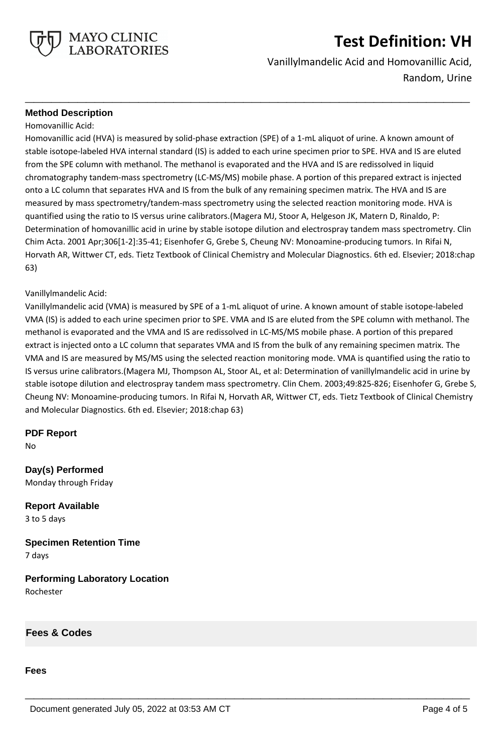## Method Description

Homovanillic Acid:

Homovanillic acid (HVA) is measured by solid-phase extraction (SPE) of a 1-mL aliquot of urine. A known amount of stable isotope-labeled HVA internal standard (IS) is added to each urine specimen prior to SPE. HVA and IS are eluted from the SPE column with methanol. The methanol is evaporated and the HVA and IS are redissolved in liquid chromatography tandem-mass spectrometry (LC-MS/MS) mobile phase. A portion of this prepared extract is injected onto a LC column that separates HVA and IS from the bulk of any remaining specimen matrix. The HVA and IS are measured by mass spectrometry/tandem-mass spectrometry using the selected reaction monitoring mode. HVA is quantified using the ratio to IS versus urine calibrators.(Magera MJ, Stoor A, Helgeson JK, Matern D, Rinaldo, P: Determination of homovanillic acid in urine by stable isotope dilution and electrospray tandem mass spectrometry. Clin Chim Acta. 2001 Apr;306[1-2]:35-41; Eisenhofer G, Grebe S, Cheung NV: Monoamine-producing tumors. In Rifai N, Horvath AR, Wittwer CT, eds. Tietz Textbook of Clinical Chemistry and Molecular Diagnostics. 6th ed. Elsevier; 2018:chap 63)

Vanillylmandelic Acid:

Vanillylmandelic acid (VMA) is measured by SPE of a 1-mL aliquot of urine. A known amount of stable isotope-labeled VMA (IS) is added to each urine specimen prior to SPE. VMA and IS are eluted from the SPE column with methanol. The methanol is evaporated and the VMA and IS are redissolved in LC-MS/MS mobile phase. A portion of this prepared extract is injected onto a LC column that separates VMA and IS from the bulk of any remaining specimen matrix. The VMA and IS are measured by MS/MS using the selected reaction monitoring mode. VMA is quantified using the ratio to IS versus urine calibrators.(Magera MJ, Thompson AL, Stoor AL, et al: Determination of vanillylmandelic acid in urine by stable isotope dilution and electrospray tandem mass spectrometry. Clin Chem. 2003;49:825-826; Eisenhofer G, Grebe S, Cheung NV: Monoamine-producing tumors. In Rifai N, Horvath AR, Wittwer CT, eds. Tietz Textbook of Clinical Chemistry and Molecular Diagnostics. 6th ed. Elsevier; 2018:chap 63)

## PDF Report

No

## Day(s) Performed

Monday through Friday

## Report Available

3 to 5 days

## Specimen Retention Time

7 days

## Performing Laboratory Location

Rochester

# Fees & Codes

## Fees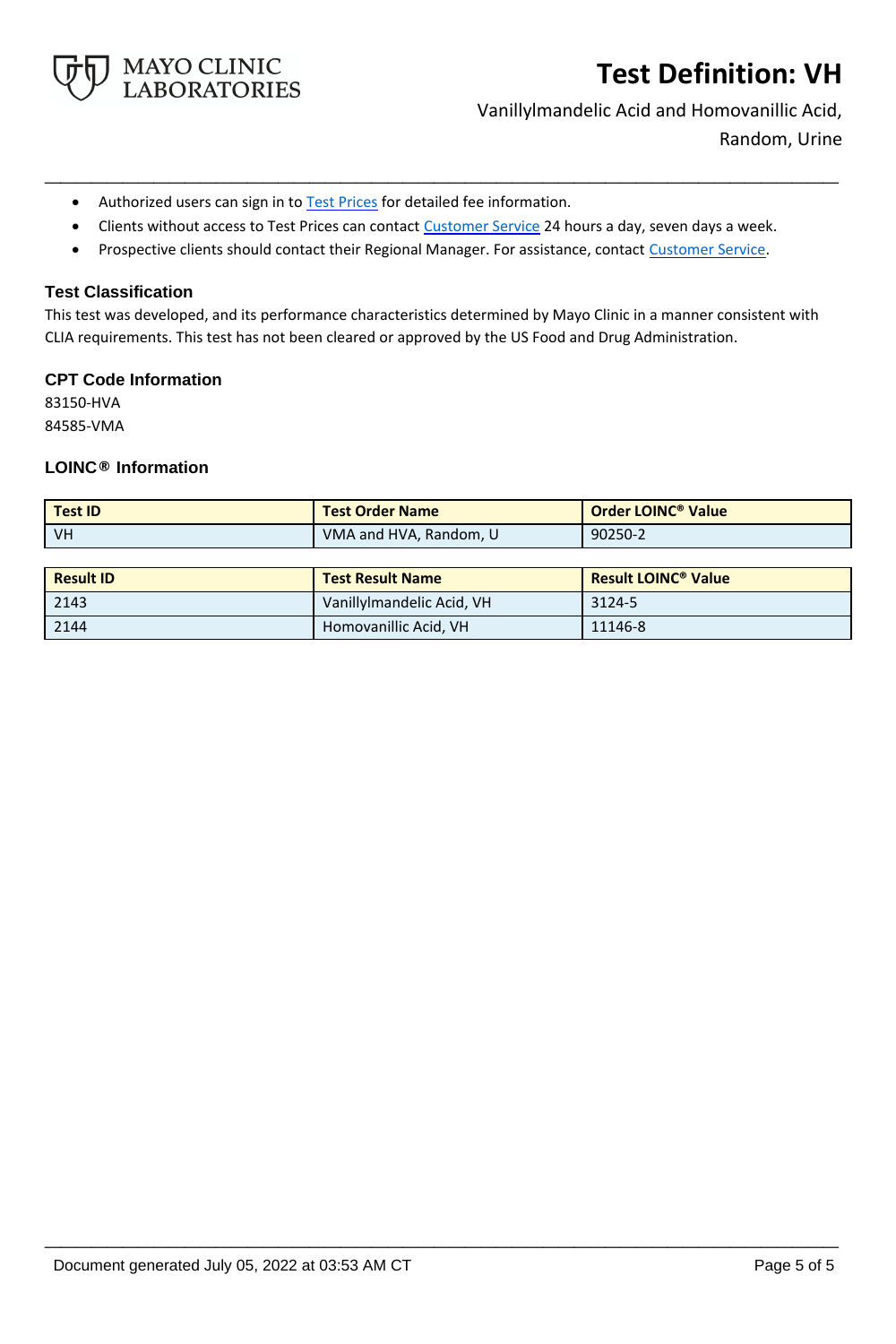- Authorized users can sign in to Test Prices for detailed fee information.
- Clients without access to Test Prices can contact Customer Service 24 hours a day, seven days a week.
- Prospective clients should contact their Regional Manager. For assistance, contact Customer Service.

### Test Classification

This test was developed, and its performance characteristics determined by Mayo Clinic in a manner consistent with CLIA requirements. This test has not been cleared or approved by the US Food and Drug Administration.

### CPT Code Information

83150-HVA
84585-VMA

### LOINC® Information

| Test ID | Test Order Name | Order LOINC® Value |
|---|---|---|
| VH | VMA and HVA, Random, U | 90250-2 |

| Result ID | Test Result Name | Result LOINC® Value |
|---|---|---|
| 2143 | Vanillylmandelic Acid, VH | 3124-5 |
| 2144 | Homovanillic Acid, VH | 11146-8 |